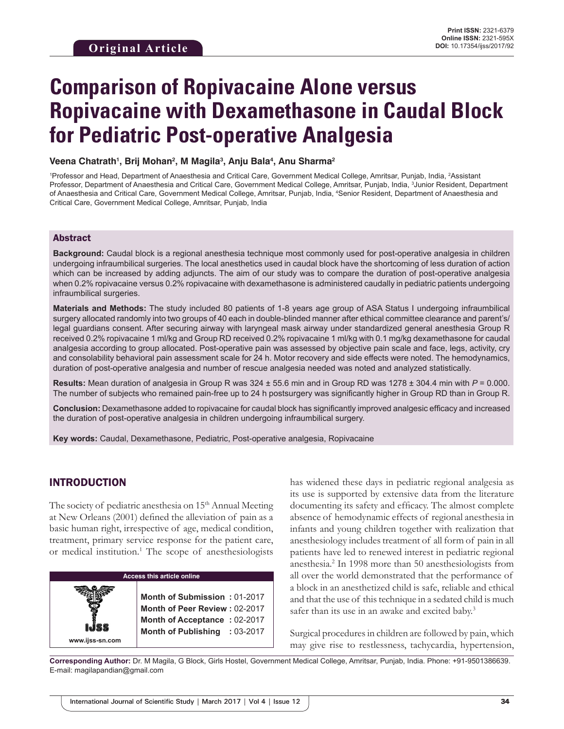**Original Article**

Print ISSN: 2321-6379
Online ISSN: 2321-595X
DOI: 10.17354/ijss/2017/92

# Comparison of Ropivacaine Alone versus Ropivacaine with Dexamethasone in Caudal Block for Pediatric Post-operative Analgesia

**Veena Chatrath[1], Brij Mohan[2], M Magila[3], Anju Bala[4], Anu Sharma[2]**

[1]Professor and Head, Department of Anaesthesia and Critical Care, Government Medical College, Amritsar, Punjab, India, [2]Assistant Professor, Department of Anaesthesia and Critical Care, Government Medical College, Amritsar, Punjab, India, [3]Junior Resident, Department of Anaesthesia and Critical Care, Government Medical College, Amritsar, Punjab, India, [4]Senior Resident, Department of Anaesthesia and Critical Care, Government Medical College, Amritsar, Punjab, India

## Abstract

**Background:** Caudal block is a regional anesthesia technique most commonly used for post-operative analgesia in children undergoing infraumbilical surgeries. The local anesthetics used in caudal block have the shortcoming of less duration of action which can be increased by adding adjuncts. The aim of our study was to compare the duration of post-operative analgesia when 0.2% ropivacaine versus 0.2% ropivacaine with dexamethasone is administered caudally in pediatric patients undergoing infraumbilical surgeries.

**Materials and Methods:** The study included 80 patients of 1-8 years age group of ASA Status I undergoing infraumbilical surgery allocated randomly into two groups of 40 each in double-blinded manner after ethical committee clearance and parent's/legal guardians consent. After securing airway with laryngeal mask airway under standardized general anesthesia Group R received 0.2% ropivacaine 1 ml/kg and Group RD received 0.2% ropivacaine 1 ml/kg with 0.1 mg/kg dexamethasone for caudal analgesia according to group allocated. Post-operative pain was assessed by objective pain scale and face, legs, activity, cry and consolability behavioral pain assessment scale for 24 h. Motor recovery and side effects were noted. The hemodynamics, duration of post-operative analgesia and number of rescue analgesia needed was noted and analyzed statistically.

**Results:** Mean duration of analgesia in Group R was 324 ± 55.6 min and in Group RD was 1278 ± 304.4 min with *P* = 0.000. The number of subjects who remained pain-free up to 24 h postsurgery was significantly higher in Group RD than in Group R.

**Conclusion:** Dexamethasone added to ropivacaine for caudal block has significantly improved analgesic efficacy and increased the duration of post-operative analgesia in children undergoing infraumbilical surgery.

**Key words:** Caudal, Dexamethasone, Pediatric, Post-operative analgesia, Ropivacaine

## INTRODUCTION

The society of pediatric anesthesia on 15th Annual Meeting at New Orleans (2001) defined the alleviation of pain as a basic human right, irrespective of age, medical condition, treatment, primary service response for the patient care, or medical institution.[1] The scope of anesthesiologists has widened these days in pediatric regional analgesia as its use is supported by extensive data from the literature documenting its safety and efficacy. The almost complete absence of hemodynamic effects of regional anesthesia in infants and young children together with realization that anesthesiology includes treatment of all form of pain in all patients have led to renewed interest in pediatric regional anesthesia.[2] In 1998 more than 50 anesthesiologists from all over the world demonstrated that the performance of a block in an anesthetized child is safe, reliable and ethical and that the use of this technique in a sedated child is much safer than its use in an awake and excited baby.[3]

Surgical procedures in children are followed by pain, which may give rise to restlessness, tachycardia, hypertension,

| Access this article online | |
|---|---|
| www.ijss-sn.com | Month of Submission : 01-2017<br>Month of Peer Review : 02-2017<br>Month of Acceptance : 02-2017<br>Month of Publishing : 03-2017 |

**Corresponding Author:** Dr. M Magila, G Block, Girls Hostel, Government Medical College, Amritsar, Punjab, India. Phone: +91-9501386639. E-mail: magilapandian@gmail.com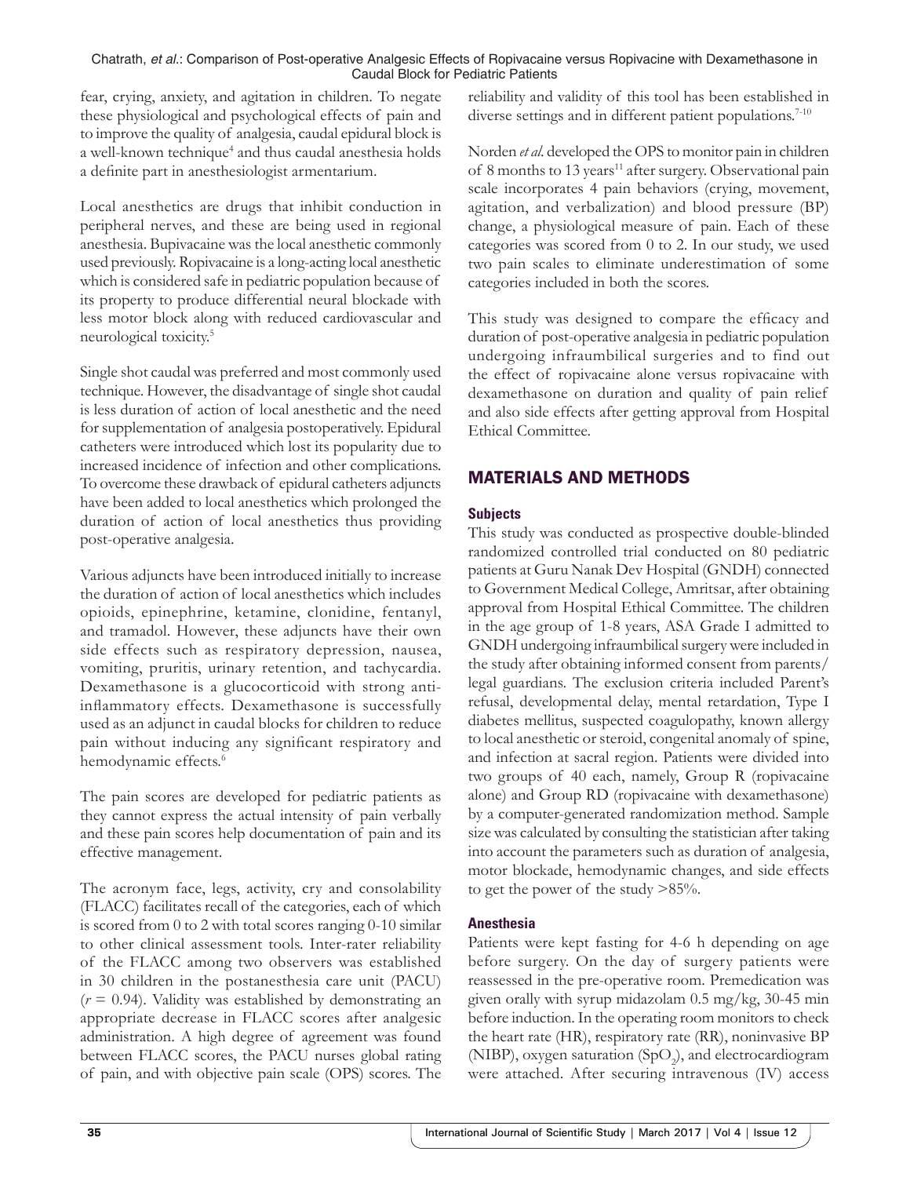fear, crying, anxiety, and agitation in children. To negate these physiological and psychological effects of pain and to improve the quality of analgesia, caudal epidural block is a well-known technique[4] and thus caudal anesthesia holds a definite part in anesthesiologist armentarium.

Local anesthetics are drugs that inhibit conduction in peripheral nerves, and these are being used in regional anesthesia. Bupivacaine was the local anesthetic commonly used previously. Ropivacaine is a long-acting local anesthetic which is considered safe in pediatric population because of its property to produce differential neural blockade with less motor block along with reduced cardiovascular and neurological toxicity.[5]

Single shot caudal was preferred and most commonly used technique. However, the disadvantage of single shot caudal is less duration of action of local anesthetic and the need for supplementation of analgesia postoperatively. Epidural catheters were introduced which lost its popularity due to increased incidence of infection and other complications. To overcome these drawback of epidural catheters adjuncts have been added to local anesthetics which prolonged the duration of action of local anesthetics thus providing post-operative analgesia.

Various adjuncts have been introduced initially to increase the duration of action of local anesthetics which includes opioids, epinephrine, ketamine, clonidine, fentanyl, and tramadol. However, these adjuncts have their own side effects such as respiratory depression, nausea, vomiting, pruritis, urinary retention, and tachycardia. Dexamethasone is a glucocorticoid with strong anti-inflammatory effects. Dexamethasone is successfully used as an adjunct in caudal blocks for children to reduce pain without inducing any significant respiratory and hemodynamic effects.[6]

The pain scores are developed for pediatric patients as they cannot express the actual intensity of pain verbally and these pain scores help documentation of pain and its effective management.

The acronym face, legs, activity, cry and consolability (FLACC) facilitates recall of the categories, each of which is scored from 0 to 2 with total scores ranging 0-10 similar to other clinical assessment tools. Inter-rater reliability of the FLACC among two observers was established in 30 children in the postanesthesia care unit (PACU) ($r = 0.94$). Validity was established by demonstrating an appropriate decrease in FLACC scores after analgesic administration. A high degree of agreement was found between FLACC scores, the PACU nurses global rating of pain, and with objective pain scale (OPS) scores. The reliability and validity of this tool has been established in diverse settings and in different patient populations.[7-10]

Norden *et al.* developed the OPS to monitor pain in children of 8 months to 13 years[11] after surgery. Observational pain scale incorporates 4 pain behaviors (crying, movement, agitation, and verbalization) and blood pressure (BP) change, a physiological measure of pain. Each of these categories was scored from 0 to 2. In our study, we used two pain scales to eliminate underestimation of some categories included in both the scores.

This study was designed to compare the efficacy and duration of post-operative analgesia in pediatric population undergoing infraumbilical surgeries and to find out the effect of ropivacaine alone versus ropivacaine with dexamethasone on duration and quality of pain relief and also side effects after getting approval from Hospital Ethical Committee.

## MATERIALS AND METHODS

### Subjects

This study was conducted as prospective double-blinded randomized controlled trial conducted on 80 pediatric patients at Guru Nanak Dev Hospital (GNDH) connected to Government Medical College, Amritsar, after obtaining approval from Hospital Ethical Committee. The children in the age group of 1-8 years, ASA Grade I admitted to GNDH undergoing infraumbilical surgery were included in the study after obtaining informed consent from parents/legal guardians. The exclusion criteria included Parent's refusal, developmental delay, mental retardation, Type I diabetes mellitus, suspected coagulopathy, known allergy to local anesthetic or steroid, congenital anomaly of spine, and infection at sacral region. Patients were divided into two groups of 40 each, namely, Group R (ropivacaine alone) and Group RD (ropivacaine with dexamethasone) by a computer-generated randomization method. Sample size was calculated by consulting the statistician after taking into account the parameters such as duration of analgesia, motor blockade, hemodynamic changes, and side effects to get the power of the study >85%.

### Anesthesia

Patients were kept fasting for 4-6 h depending on age before surgery. On the day of surgery patients were reassessed in the pre-operative room. Premedication was given orally with syrup midazolam 0.5 mg/kg, 30-45 min before induction. In the operating room monitors to check the heart rate (HR), respiratory rate (RR), noninvasive BP (NIBP), oxygen saturation ($SpO_2$), and electrocardiogram were attached. After securing intravenous (IV) access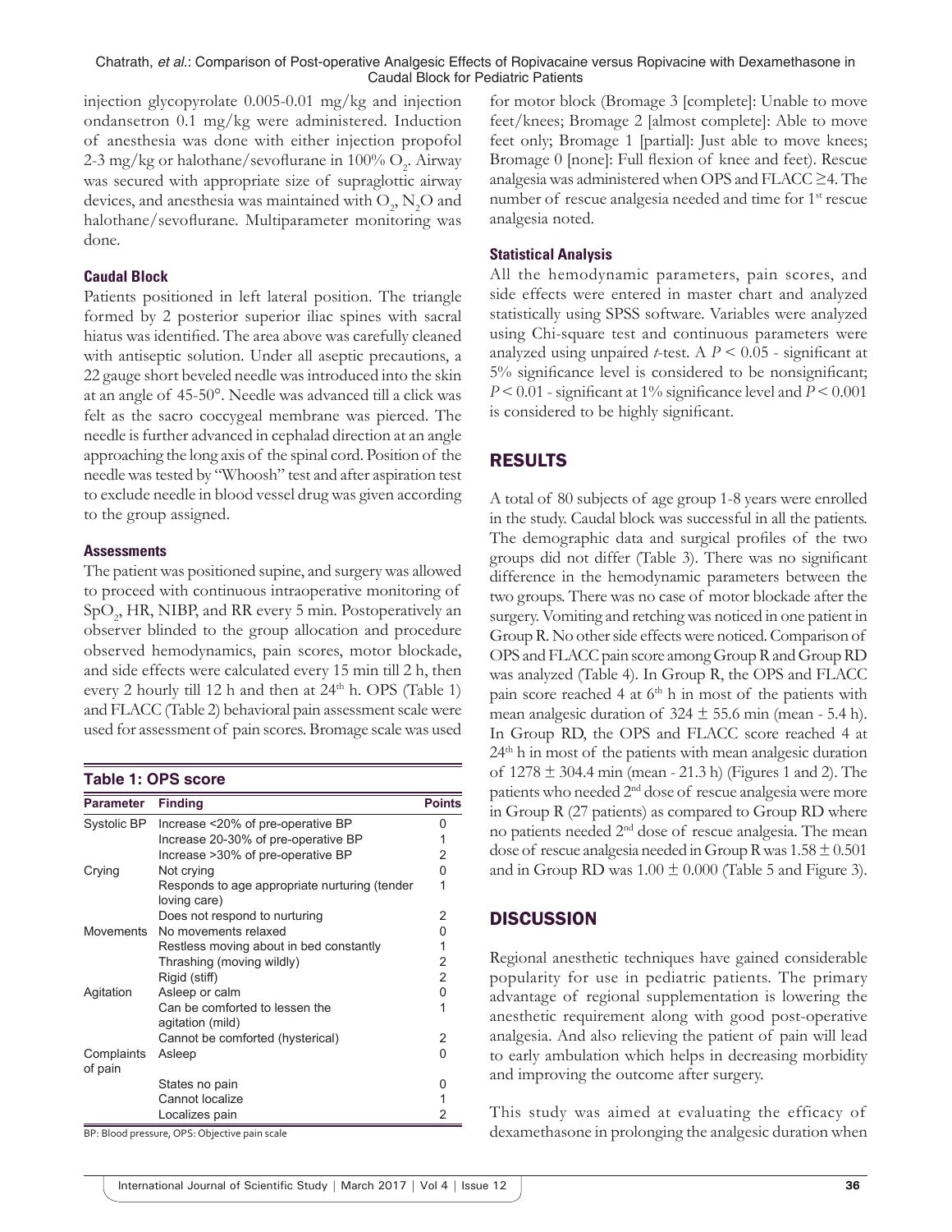injection glycopyrolate 0.005-0.01 mg/kg and injection ondansetron 0.1 mg/kg were administered. Induction of anesthesia was done with either injection propofol 2-3 mg/kg or halothane/sevoflurane in 100% $O_2$. Airway was secured with appropriate size of supraglottic airway devices, and anesthesia was maintained with $O_2$, $N_2O$ and halothane/sevoflurane. Multiparameter monitoring was done.

### Caudal Block

Patients positioned in left lateral position. The triangle formed by 2 posterior superior iliac spines with sacral hiatus was identified. The area above was carefully cleaned with antiseptic solution. Under all aseptic precautions, a 22 gauge short beveled needle was introduced into the skin at an angle of 45-50°. Needle was advanced till a click was felt as the sacro coccygeal membrane was pierced. The needle is further advanced in cephalad direction at an angle approaching the long axis of the spinal cord. Position of the needle was tested by "Whoosh" test and after aspiration test to exclude needle in blood vessel drug was given according to the group assigned.

### Assessments

The patient was positioned supine, and surgery was allowed to proceed with continuous intraoperative monitoring of $SpO_2$, HR, NIBP, and RR every 5 min. Postoperatively an observer blinded to the group allocation and procedure observed hemodynamics, pain scores, motor blockade, and side effects were calculated every 15 min till 2 h, then every 2 hourly till 12 h and then at 24th h. OPS (Table 1) and FLACC (Table 2) behavioral pain assessment scale were used for assessment of pain scores. Bromage scale was used for motor block (Bromage 3 [complete]: Unable to move feet/knees; Bromage 2 [almost complete]: Able to move feet only; Bromage 1 [partial]: Just able to move knees; Bromage 0 [none]: Full flexion of knee and feet). Rescue analgesia was administered when OPS and FLACC ≥4. The number of rescue analgesia needed and time for 1st rescue analgesia noted.

**Table 1: OPS score**

| Parameter | Finding | Points |
|---|---|---|
| Systolic BP | Increase <20% of pre-operative BP | 0 |
| | Increase 20-30% of pre-operative BP | 1 |
| | Increase >30% of pre-operative BP | 2 |
| Crying | Not crying | 0 |
| | Responds to age appropriate nurturing (tender loving care) | 1 |
| | Does not respond to nurturing | 2 |
| Movements | No movements relaxed | 0 |
| | Restless moving about in bed constantly | 1 |
| | Thrashing (moving wildly) | 2 |
| | Rigid (stiff) | 2 |
| Agitation | Asleep or calm | 0 |
| | Can be comforted to lessen the agitation (mild) | 1 |
| | Cannot be comforted (hysterical) | 2 |
| Complaints of pain | Asleep | 0 |
| | States no pain | 0 |
| | Cannot localize | 1 |
| | Localizes pain | 2 |

BP: Blood pressure, OPS: Objective pain scale

### Statistical Analysis

All the hemodynamic parameters, pain scores, and side effects were entered in master chart and analyzed statistically using SPSS software. Variables were analyzed using Chi-square test and continuous parameters were analyzed using unpaired *t*-test. A $P < 0.05$ - significant at 5% significance level is considered to be nonsignificant; $P < 0.01$ - significant at 1% significance level and $P < 0.001$ is considered to be highly significant.

## RESULTS

A total of 80 subjects of age group 1-8 years were enrolled in the study. Caudal block was successful in all the patients. The demographic data and surgical profiles of the two groups did not differ (Table 3). There was no significant difference in the hemodynamic parameters between the two groups. There was no case of motor blockade after the surgery. Vomiting and retching was noticed in one patient in Group R. No other side effects were noticed. Comparison of OPS and FLACC pain score among Group R and Group RD was analyzed (Table 4). In Group R, the OPS and FLACC pain score reached 4 at 6th h in most of the patients with mean analgesic duration of 324 ± 55.6 min (mean - 5.4 h). In Group RD, the OPS and FLACC score reached 4 at 24th h in most of the patients with mean analgesic duration of 1278 ± 304.4 min (mean - 21.3 h) (Figures 1 and 2). The patients who needed 2nd dose of rescue analgesia were more in Group R (27 patients) as compared to Group RD where no patients needed 2nd dose of rescue analgesia. The mean dose of rescue analgesia needed in Group R was 1.58 ± 0.501 and in Group RD was 1.00 ± 0.000 (Table 5 and Figure 3).

## DISCUSSION

Regional anesthetic techniques have gained considerable popularity for use in pediatric patients. The primary advantage of regional supplementation is lowering the anesthetic requirement along with good post-operative analgesia. And also relieving the patient of pain will lead to early ambulation which helps in decreasing morbidity and improving the outcome after surgery.

This study was aimed at evaluating the efficacy of dexamethasone in prolonging the analgesic duration when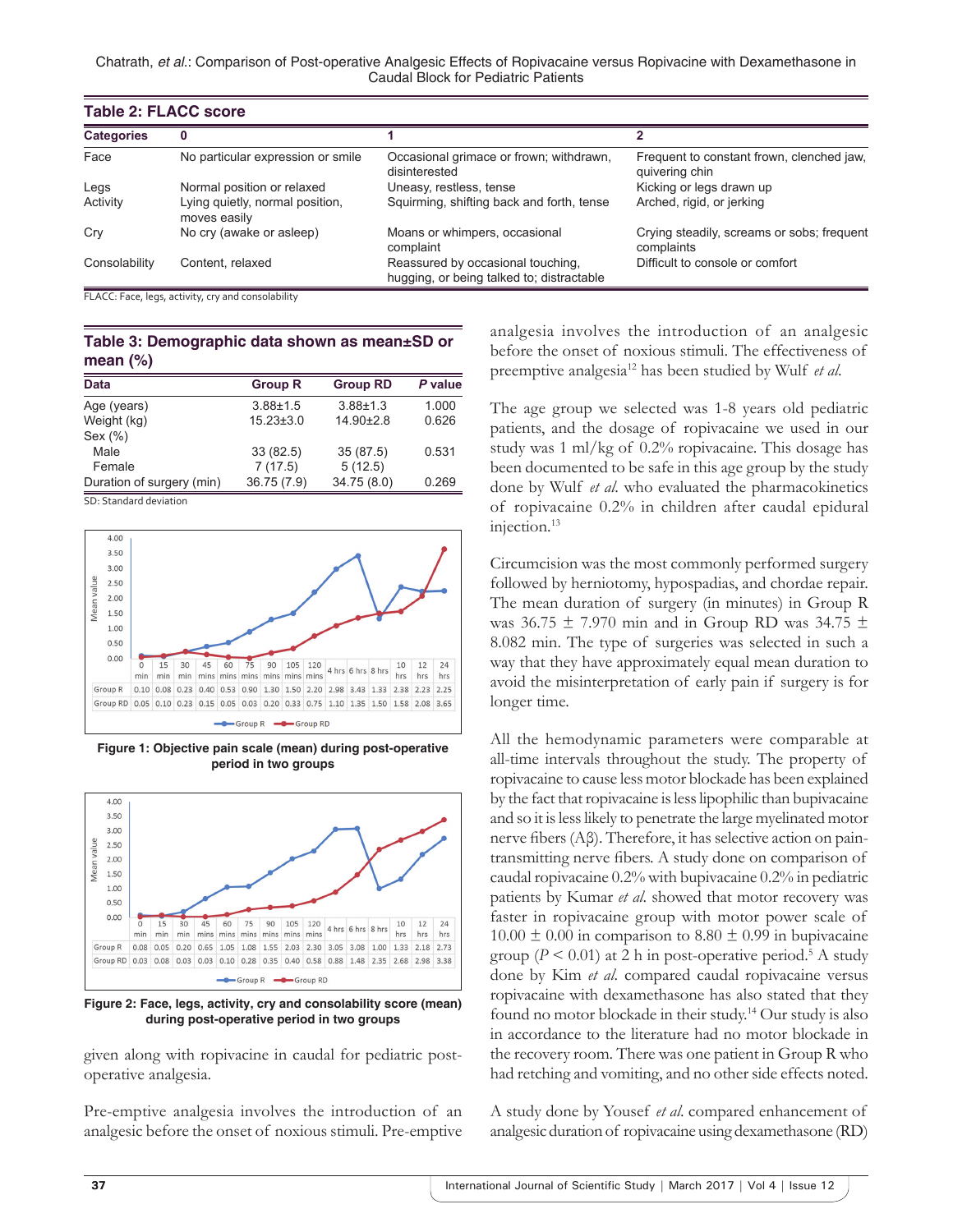**Table 2: FLACC score**

| Categories | 0 | 1 | 2 |
|---|---|---|---|
| Face | No particular expression or smile | Occasional grimace or frown; withdrawn, disinterested | Frequent to constant frown, clenched jaw, quivering chin |
| Legs | Normal position or relaxed | Uneasy, restless, tense | Kicking or legs drawn up |
| Activity | Lying quietly, normal position, moves easily | Squirming, shifting back and forth, tense | Arched, rigid, or jerking |
| Cry | No cry (awake or asleep) | Moans or whimpers, occasional complaint | Crying steadily, screams or sobs; frequent complaints |
| Consolability | Content, relaxed | Reassured by occasional touching, hugging, or being talked to; distractable | Difficult to console or comfort |

FLACC: Face, legs, activity, cry and consolability

**Table 3: Demographic data shown as mean±SD or mean (%)**

| Data | Group R | Group RD | *P* value |
|---|---|---|---|
| Age (years) | 3.88±1.5 | 3.88±1.3 | 1.000 |
| Weight (kg) | 15.23±3.0 | 14.90±2.8 | 0.626 |
| Sex (%) | | | |
| Male | 33 (82.5) | 35 (87.5) | 0.531 |
| Female | 7 (17.5) | 5 (12.5) | |
| Duration of surgery (min) | 36.75 (7.9) | 34.75 (8.0) | 0.269 |

SD: Standard deviation

| | 0 min | 15 min | 30 min | 45 mins | 60 mins | 75 mins | 90 mins | 105 mins | 120 mins | 4 hrs | 6 hrs | 8 hrs | 10 hrs | 12 hrs | 24 hrs |
|---|---|---|---|---|---|---|---|---|---|---|---|---|---|---|---|
| Group R | 0.10 | 0.08 | 0.23 | 0.40 | 0.53 | 0.90 | 1.30 | 1.50 | 2.20 | 2.98 | 3.43 | 1.33 | 2.38 | 2.23 | 2.25 |
| Group RD | 0.05 | 0.10 | 0.23 | 0.15 | 0.05 | 0.03 | 0.20 | 0.33 | 0.75 | 1.10 | 1.35 | 1.50 | 1.58 | 2.08 | 3.65 |

**Figure 1: Objective pain scale (mean) during post-operative period in two groups**

| | 0 min | 15 min | 30 min | 45 mins | 60 mins | 75 mins | 90 mins | 105 mins | 120 mins | 4 hrs | 6 hrs | 8 hrs | 10 hrs | 12 hrs | 24 hrs |
|---|---|---|---|---|---|---|---|---|---|---|---|---|---|---|---|
| Group R | 0.08 | 0.05 | 0.20 | 0.65 | 1.05 | 1.08 | 1.55 | 2.03 | 2.30 | 3.05 | 3.08 | 1.00 | 1.33 | 2.18 | 2.73 |
| Group RD | 0.03 | 0.08 | 0.03 | 0.03 | 0.10 | 0.28 | 0.35 | 0.40 | 0.58 | 0.88 | 1.48 | 2.35 | 2.68 | 2.98 | 3.38 |

**Figure 2: Face, legs, activity, cry and consolability score (mean) during post-operative period in two groups**

given along with ropivacine in caudal for pediatric post-operative analgesia.

Pre-emptive analgesia involves the introduction of an analgesic before the onset of noxious stimuli. Pre-emptive analgesia involves the introduction of an analgesic before the onset of noxious stimuli. The effectiveness of preemptive analgesia[12] has been studied by Wulf *et al.*

The age group we selected was 1-8 years old pediatric patients, and the dosage of ropivacaine we used in our study was 1 ml/kg of 0.2% ropivacaine. This dosage has been documented to be safe in this age group by the study done by Wulf *et al.* who evaluated the pharmacokinetics of ropivacaine 0.2% in children after caudal epidural injection.[13]

Circumcision was the most commonly performed surgery followed by herniotomy, hypospadias, and chordae repair. The mean duration of surgery (in minutes) in Group R was 36.75 ± 7.970 min and in Group RD was 34.75 ± 8.082 min. The type of surgeries was selected in such a way that they have approximately equal mean duration to avoid the misinterpretation of early pain if surgery is for longer time.

All the hemodynamic parameters were comparable at all-time intervals throughout the study. The property of ropivacaine to cause less motor blockade has been explained by the fact that ropivacaine is less lipophilic than bupivacaine and so it is less likely to penetrate the large myelinated motor nerve fibers (Aβ). Therefore, it has selective action on pain-transmitting nerve fibers. A study done on comparison of caudal ropivacaine 0.2% with bupivacaine 0.2% in pediatric patients by Kumar *et al.* showed that motor recovery was faster in ropivacaine group with motor power scale of 10.00 ± 0.00 in comparison to 8.80 ± 0.99 in bupivacaine group ($P < 0.01$) at 2 h in post-operative period.[5] A study done by Kim *et al.* compared caudal ropivacaine versus ropivacaine with dexamethasone has also stated that they found no motor blockade in their study.[14] Our study is also in accordance to the literature had no motor blockade in the recovery room. There was one patient in Group R who had retching and vomiting, and no other side effects noted.

A study done by Yousef *et al.* compared enhancement of analgesic duration of ropivacaine using dexamethasone (RD)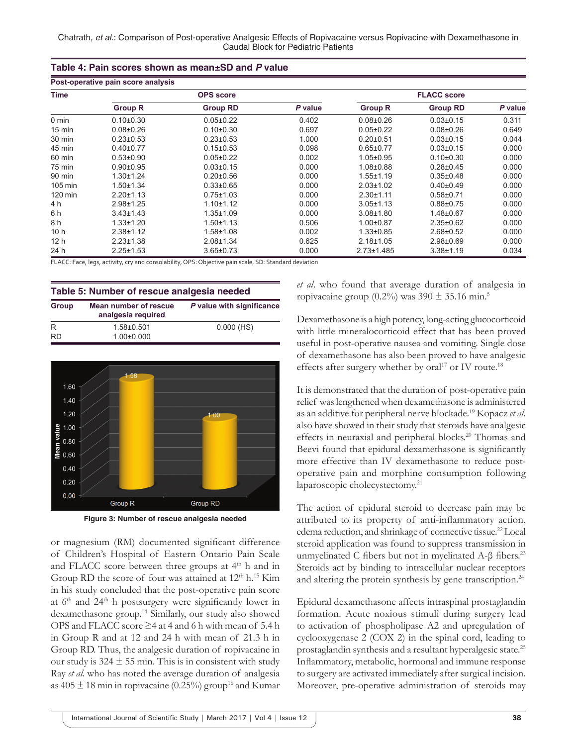**Table 4: Pain scores shown as mean±SD and *P* value**

| Post-operative pain score analysis | | | | | | |
|---|---|---|---|---|---|---|
| Time | OPS score | | | FLACC score | | |
| | Group R | Group RD | *P* value | Group R | Group RD | *P* value |
| 0 min | 0.10±0.30 | 0.05±0.22 | 0.402 | 0.08±0.26 | 0.03±0.15 | 0.311 |
| 15 min | 0.08±0.26 | 0.10±0.30 | 0.697 | 0.05±0.22 | 0.08±0.26 | 0.649 |
| 30 min | 0.23±0.53 | 0.23±0.53 | 1.000 | 0.20±0.51 | 0.03±0.15 | 0.044 |
| 45 min | 0.40±0.77 | 0.15±0.53 | 0.098 | 0.65±0.77 | 0.03±0.15 | 0.000 |
| 60 min | 0.53±0.90 | 0.05±0.22 | 0.002 | 1.05±0.95 | 0.10±0.30 | 0.000 |
| 75 min | 0.90±0.95 | 0.03±0.15 | 0.000 | 1.08±0.88 | 0.28±0.45 | 0.000 |
| 90 min | 1.30±1.24 | 0.20±0.56 | 0.000 | 1.55±1.19 | 0.35±0.48 | 0.000 |
| 105 min | 1.50±1.34 | 0.33±0.65 | 0.000 | 2.03±1.02 | 0.40±0.49 | 0.000 |
| 120 min | 2.20±1.13 | 0.75±1.03 | 0.000 | 2.30±1.11 | 0.58±0.71 | 0.000 |
| 4 h | 2.98±1.25 | 1.10±1.12 | 0.000 | 3.05±1.13 | 0.88±0.75 | 0.000 |
| 6 h | 3.43±1.43 | 1.35±1.09 | 0.000 | 3.08±1.80 | 1.48±0.67 | 0.000 |
| 8 h | 1.33±1.20 | 1.50±1.13 | 0.506 | 1.00±0.87 | 2.35±0.62 | 0.000 |
| 10 h | 2.38±1.12 | 1.58±1.08 | 0.002 | 1.33±0.85 | 2.68±0.52 | 0.000 |
| 12 h | 2.23±1.38 | 2.08±1.34 | 0.625 | 2.18±1.05 | 2.98±0.69 | 0.000 |
| 24 h | 2.25±1.53 | 3.65±0.73 | 0.000 | 2.73±1.485 | 3.38±1.19 | 0.034 |

FLACC: Face, legs, activity, cry and consolability, OPS: Objective pain scale, SD: Standard deviation

**Table 5: Number of rescue analgesia needed**

| Group | Mean number of rescue analgesia required | *P* value with significance |
|---|---|---|
| R | 1.58±0.501 | 0.000 (HS) |
| RD | 1.00±0.000 | |

**Figure 3: Number of rescue analgesia needed**

or magnesium (RM) documented significant difference of Children's Hospital of Eastern Ontario Pain Scale and FLACC score between three groups at 4th h and in Group RD the score of four was attained at 12th h.[15] Kim in his study concluded that the post-operative pain score at 6th and 24th h postsurgery were significantly lower in dexamethasone group.[14] Similarly, our study also showed OPS and FLACC score ≥4 at 4 and 6 h with mean of 5.4 h in Group R and at 12 and 24 h with mean of 21.3 h in Group RD. Thus, the analgesic duration of ropivacaine in our study is 324 ± 55 min. This is in consistent with study Ray *et al.* who has noted the average duration of analgesia as 405 ± 18 min in ropivacaine (0.25%) group[16] and Kumar *et al.* who found that average duration of analgesia in ropivacaine group (0.2%) was 390 ± 35.16 min.[5]

Dexamethasone is a high potency, long-acting glucocorticoid with little mineralocorticoid effect that has been proved useful in post-operative nausea and vomiting. Single dose of dexamethasone has also been proved to have analgesic effects after surgery whether by oral[17] or IV route.[18]

It is demonstrated that the duration of post-operative pain relief was lengthened when dexamethasone is administered as an additive for peripheral nerve blockade.[19] Kopacz *et al.* also have showed in their study that steroids have analgesic effects in neuraxial and peripheral blocks.[20] Thomas and Beevi found that epidural dexamethasone is significantly more effective than IV dexamethasone to reduce post-operative pain and morphine consumption following laparoscopic cholecystectomy.[21]

The action of epidural steroid to decrease pain may be attributed to its property of anti-inflammatory action, edema reduction, and shrinkage of connective tissue.[22] Local steroid application was found to suppress transmission in unmyelinated C fibers but not in myelinated A-β fibers.[23] Steroids act by binding to intracellular nuclear receptors and altering the protein synthesis by gene transcription.[24]

Epidural dexamethasone affects intraspinal prostaglandin formation. Acute noxious stimuli during surgery lead to activation of phospholipase A2 and upregulation of cyclooxygenase 2 (COX 2) in the spinal cord, leading to prostaglandin synthesis and a resultant hyperalgesic state.[25] Inflammatory, metabolic, hormonal and immune response to surgery are activated immediately after surgical incision. Moreover, pre-operative administration of steroids may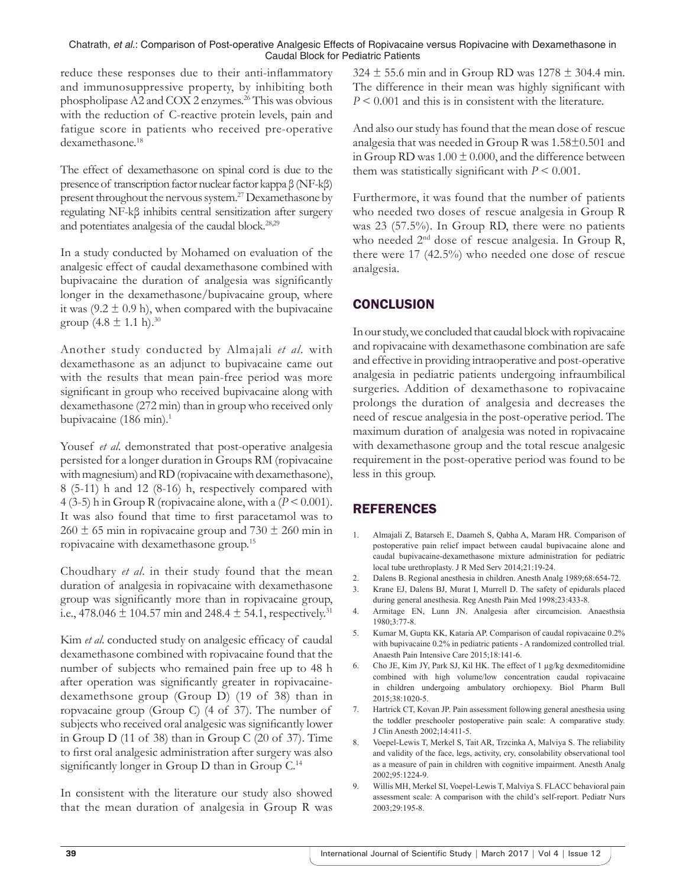reduce these responses due to their anti-inflammatory and immunosuppressive property, by inhibiting both phospholipase A2 and COX 2 enzymes.[26] This was obvious with the reduction of C-reactive protein levels, pain and fatigue score in patients who received pre-operative dexamethasone.[18]

The effect of dexamethasone on spinal cord is due to the presence of transcription factor nuclear factor kappa β (NF-kβ) present throughout the nervous system.[27] Dexamethasone by regulating NF-kβ inhibits central sensitization after surgery and potentiates analgesia of the caudal block.[28,29]

In a study conducted by Mohamed on evaluation of the analgesic effect of caudal dexamethasone combined with bupivacaine the duration of analgesia was significantly longer in the dexamethasone/bupivacaine group, where it was (9.2 ± 0.9 h), when compared with the bupivacaine group (4.8 ± 1.1 h).[30]

Another study conducted by Almajali *et al*. with dexamethasone as an adjunct to bupivacaine came out with the results that mean pain-free period was more significant in group who received bupivacaine along with dexamethasone (272 min) than in group who received only bupivacaine (186 min).[1]

Yousef *et al*. demonstrated that post-operative analgesia persisted for a longer duration in Groups RM (ropivacaine with magnesium) and RD (ropivacaine with dexamethasone), 8 (5-11) h and 12 (8-16) h, respectively compared with 4 (3-5) h in Group R (ropivacaine alone, with a ($P < 0.001$). It was also found that time to first paracetamol was to 260 ± 65 min in ropivacaine group and 730 ± 260 min in ropivacaine with dexamethasone group.[15]

Choudhary *et al*. in their study found that the mean duration of analgesia in ropivacaine with dexamethasone group was significantly more than in ropivacaine group, i.e., 478.046 ± 104.57 min and 248.4 ± 54.1, respectively.[31]

Kim *et al*. conducted study on analgesic efficacy of caudal dexamethasone combined with ropivacaine found that the number of subjects who remained pain free up to 48 h after operation was significantly greater in ropivacaine-dexamethsone group (Group D) (19 of 38) than in ropvacaine group (Group C) (4 of 37). The number of subjects who received oral analgesic was significantly lower in Group D (11 of 38) than in Group C (20 of 37). Time to first oral analgesic administration after surgery was also significantly longer in Group D than in Group C.[14]

In consistent with the literature our study also showed that the mean duration of analgesia in Group R was 324 ± 55.6 min and in Group RD was 1278 ± 304.4 min. The difference in their mean was highly significant with $P < 0.001$ and this is in consistent with the literature.

And also our study has found that the mean dose of rescue analgesia that was needed in Group R was 1.58±0.501 and in Group RD was 1.00 ± 0.000, and the difference between them was statistically significant with $P < 0.001$.

Furthermore, it was found that the number of patients who needed two doses of rescue analgesia in Group R was 23 (57.5%). In Group RD, there were no patients who needed 2nd dose of rescue analgesia. In Group R, there were 17 (42.5%) who needed one dose of rescue analgesia.

## CONCLUSION

In our study, we concluded that caudal block with ropivacaine and ropivacaine with dexamethasone combination are safe and effective in providing intraoperative and post-operative analgesia in pediatric patients undergoing infraumbilical surgeries. Addition of dexamethasone to ropivacaine prolongs the duration of analgesia and decreases the need of rescue analgesia in the post-operative period. The maximum duration of analgesia was noted in ropivacaine with dexamethasone group and the total rescue analgesic requirement in the post-operative period was found to be less in this group.

## REFERENCES

1. Almajali Z, Batarseh E, Daameh S, Qabha A, Maram HR. Comparison of postoperative pain relief impact between caudal bupivacaine alone and caudal bupivacaine-dexamethasone mixture administration for pediatric local tube urethroplasty. J R Med Serv 2014;21:19-24.
2. Dalens B. Regional anesthesia in children. Anesth Analg 1989;68:654-72.
3. Krane EJ, Dalens BJ, Murat I, Murrell D. The safety of epidurals placed during general anesthesia. Reg Anesth Pain Med 1998;23:433-8.
4. Armitage EN, Lunn JN. Analgesia after circumcision. Anaesthsia 1980;3:77-8.
5. Kumar M, Gupta KK, Kataria AP. Comparison of caudal ropivacaine 0.2% with bupivacaine 0.2% in pediatric patients - A randomized controlled trial. Anaesth Pain Intensive Care 2015;18:141-6.
6. Cho JE, Kim JY, Park SJ, Kil HK. The effect of 1 μg/kg dexmeditomidine combined with high volume/low concentration caudal ropivacaine in children undergoing ambulatory orchiopexy. Biol Pharm Bull 2015;38:1020-5.
7. Hartrick CT, Kovan JP. Pain assessment following general anesthesia using the toddler preschooler postoperative pain scale: A comparative study. J Clin Anesth 2002;14:411-5.
8. Voepel-Lewis T, Merkel S, Tait AR, Trzcinka A, Malviya S. The reliability and validity of the face, legs, activity, cry, consolability observational tool as a measure of pain in children with cognitive impairment. Anesth Analg 2002;95:1224-9.
9. Willis MH, Merkel SI, Voepel-Lewis T, Malviya S. FLACC behavioral pain assessment scale: A comparison with the child's self-report. Pediatr Nurs 2003;29:195-8.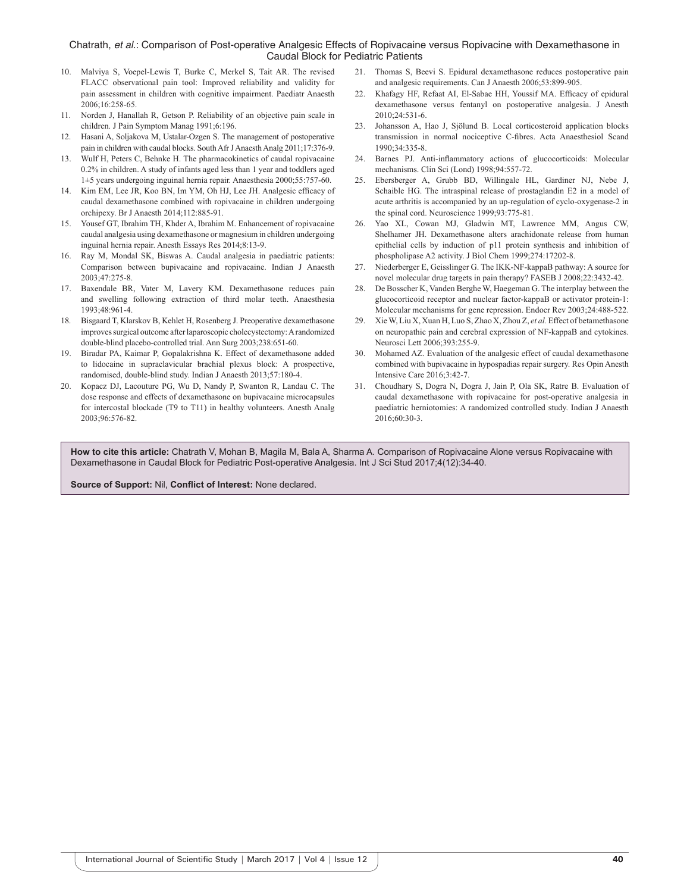10. Malviya S, Voepel-Lewis T, Burke C, Merkel S, Tait AR. The revised FLACC observational pain tool: Improved reliability and validity for pain assessment in children with cognitive impairment. Paediatr Anaesth 2006;16:258-65.
11. Norden J, Hanallah R, Getson P. Reliability of an objective pain scale in children. J Pain Symptom Manag 1991;6:196.
12. Hasani A, Soljakova M, Ustalar-Ozgen S. The management of postoperative pain in children with caudal blocks. South Afr J Anaesth Analg 2011;17:376-9.
13. Wulf H, Peters C, Behnke H. The pharmacokinetics of caudal ropivacaine 0.2% in children. A study of infants aged less than 1 year and toddlers aged 1±5 years undergoing inguinal hernia repair. Anaesthesia 2000;55:757-60.
14. Kim EM, Lee JR, Koo BN, Im YM, Oh HJ, Lee JH. Analgesic efficacy of caudal dexamethasone combined with ropivacaine in children undergoing orchipexy. Br J Anaesth 2014;112:885-91.
15. Yousef GT, Ibrahim TH, Khder A, Ibrahim M. Enhancement of ropivacaine caudal analgesia using dexamethasone or magnesium in children undergoing inguinal hernia repair. Anesth Essays Res 2014;8:13-9.
16. Ray M, Mondal SK, Biswas A. Caudal analgesia in paediatric patients: Comparison between bupivacaine and ropivacaine. Indian J Anaesth 2003;47:275-8.
17. Baxendale BR, Vater M, Lavery KM. Dexamethasone reduces pain and swelling following extraction of third molar teeth. Anaesthesia 1993;48:961-4.
18. Bisgaard T, Klarskov B, Kehlet H, Rosenberg J. Preoperative dexamethasone improves surgical outcome after laparoscopic cholecystectomy: A randomized double-blind placebo-controlled trial. Ann Surg 2003;238:651-60.
19. Biradar PA, Kaimar P, Gopalakrishna K. Effect of dexamethasone added to lidocaine in supraclavicular brachial plexus block: A prospective, randomised, double-blind study. Indian J Anaesth 2013;57:180-4.
20. Kopacz DJ, Lacouture PG, Wu D, Nandy P, Swanton R, Landau C. The dose response and effects of dexamethasone on bupivacaine microcapsules for intercostal blockade (T9 to T11) in healthy volunteers. Anesth Analg 2003;96:576-82.
21. Thomas S, Beevi S. Epidural dexamethasone reduces postoperative pain and analgesic requirements. Can J Anaesth 2006;53:899-905.
22. Khafagy HF, Refaat AI, El-Sabae HH, Youssif MA. Efficacy of epidural dexamethasone versus fentanyl on postoperative analgesia. J Anesth 2010;24:531-6.
23. Johansson A, Hao J, Sjölund B. Local corticosteroid application blocks transmission in normal nociceptive C-fibres. Acta Anaesthesiol Scand 1990;34:335-8.
24. Barnes PJ. Anti-inflammatory actions of glucocorticoids: Molecular mechanisms. Clin Sci (Lond) 1998;94:557-72.
25. Ebersberger A, Grubb BD, Willingale HL, Gardiner NJ, Nebe J, Schaible HG. The intraspinal release of prostaglandin E2 in a model of acute arthritis is accompanied by an up-regulation of cyclo-oxygenase-2 in the spinal cord. Neuroscience 1999;93:775-81.
26. Yao XL, Cowan MJ, Gladwin MT, Lawrence MM, Angus CW, Shelhamer JH. Dexamethasone alters arachidonate release from human epithelial cells by induction of p11 protein synthesis and inhibition of phospholipase A2 activity. J Biol Chem 1999;274:17202-8.
27. Niederberger E, Geisslinger G. The IKK-NF-kappaB pathway: A source for novel molecular drug targets in pain therapy? FASEB J 2008;22:3432-42.
28. De Bosscher K, Vanden Berghe W, Haegeman G. The interplay between the glucocorticoid receptor and nuclear factor-kappaB or activator protein-1: Molecular mechanisms for gene repression. Endocr Rev 2003;24:488-522.
29. Xie W, Liu X, Xuan H, Luo S, Zhao X, Zhou Z, *et al.* Effect of betamethasone on neuropathic pain and cerebral expression of NF-kappaB and cytokines. Neurosci Lett 2006;393:255-9.
30. Mohamed AZ. Evaluation of the analgesic effect of caudal dexamethasone combined with bupivacaine in hypospadias repair surgery. Res Opin Anesth Intensive Care 2016;3:42-7.
31. Choudhary S, Dogra N, Dogra J, Jain P, Ola SK, Ratre B. Evaluation of caudal dexamethasone with ropivacaine for post-operative analgesia in paediatric herniotomies: A randomized controlled study. Indian J Anaesth 2016;60:30-3.

**How to cite this article:** Chatrath V, Mohan B, Magila M, Bala A, Sharma A. Comparison of Ropivacaine Alone versus Ropivacaine with Dexamethasone in Caudal Block for Pediatric Post-operative Analgesia. Int J Sci Stud 2017;4(12):34-40.

**Source of Support:** Nil, **Conflict of Interest:** None declared.